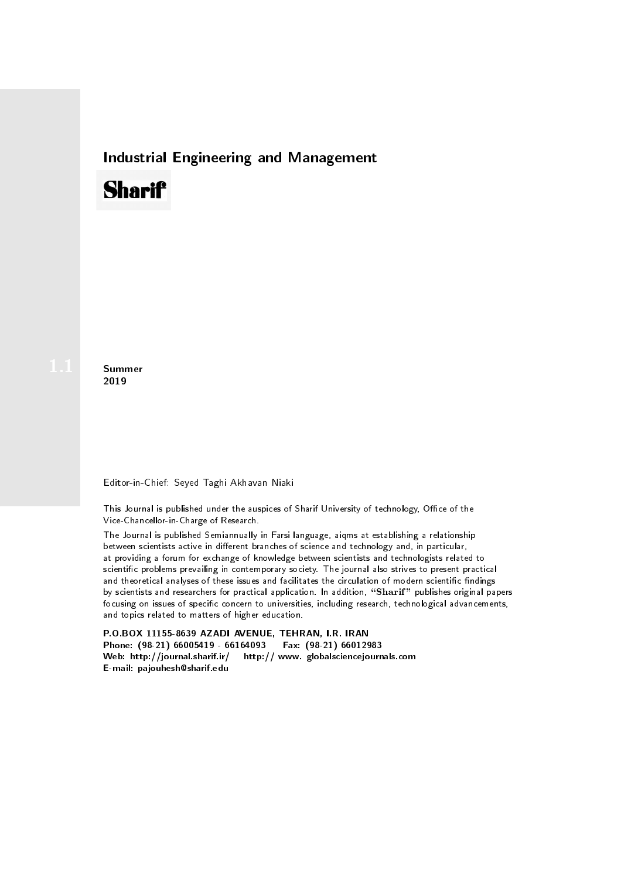# Industrial Engineering and Management

**Sharif**

1.1

**Summer**
**2019**

Editor-in-Chief: Seyed Taghi Akhavan Niaki

This Journal is published under the auspices of Sharif University of technology, Office of the Vice-Chancellor-in-Charge of Research.

The Journal is published Semiannually in Farsi language, aiqms at establishing a relationship between scientists active in different branches of science and technology and, in particular, at providing a forum for exchange of knowledge between scientists and technologists related to scientific problems prevailing in contemporary society. The journal also strives to present practical and theoretical analyses of these issues and facilitates the circulation of modern scientific findings by scientists and researchers for practical application. In addition, "**Sharif**" publishes original papers focusing on issues of specific concern to universities, including research, technological advancements, and topics related to matters of higher education.

**P.O.BOX 11155-8639 AZADI AVENUE, TEHRAN, I.R. IRAN**
**Phone: (98-21) 66005419 - 66164093 Fax: (98-21) 66012983**
**Web: http://journal.sharif.ir/ http:// www. globalsciencejournals.com**
**E-mail: pajouhesh@sharif.edu**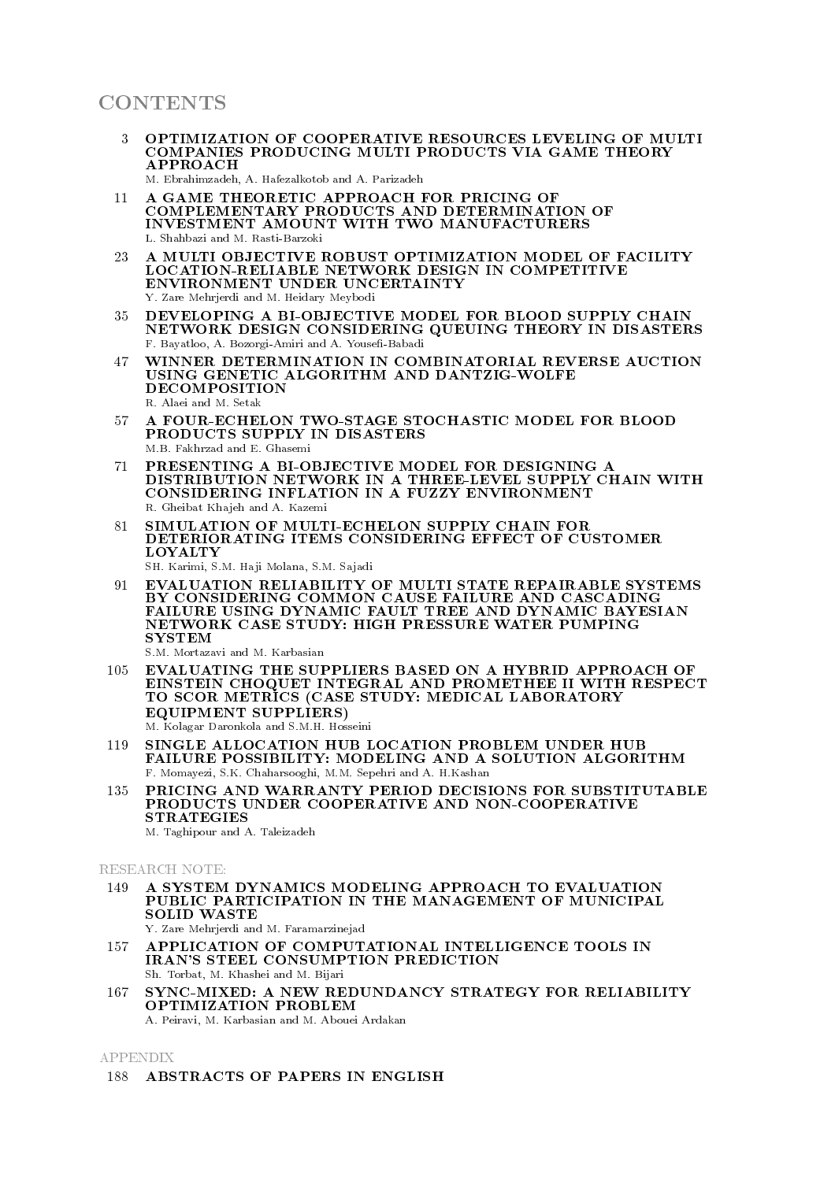# CONTENTS

3 **OPTIMIZATION OF COOPERATIVE RESOURCES LEVELING OF MULTI COMPANIES PRODUCING MULTI PRODUCTS VIA GAME THEORY APPROACH**
M. Ebrahimzadeh, A. Hafezalkotob and A. Parizadeh

11 **A GAME THEORETIC APPROACH FOR PRICING OF COMPLEMENTARY PRODUCTS AND DETERMINATION OF INVESTMENT AMOUNT WITH TWO MANUFACTURERS**
L. Shahbazi and M. Rasti-Barzoki

23 **A MULTI OBJECTIVE ROBUST OPTIMIZATION MODEL OF FACILITY LOCATION-RELIABLE NETWORK DESIGN IN COMPETITIVE ENVIRONMENT UNDER UNCERTAINTY**
Y. Zare Mehrjerdi and M. Heidary Meybodi

35 **DEVELOPING A BI-OBJECTIVE MODEL FOR BLOOD SUPPLY CHAIN NETWORK DESIGN CONSIDERING QUEUING THEORY IN DISASTERS**
F. Bayatloo, A. Bozorgi-Amiri and A. Yousefi-Babadi

47 **WINNER DETERMINATION IN COMBINATORIAL REVERSE AUCTION USING GENETIC ALGORITHM AND DANTZIG-WOLFE DECOMPOSITION**
R. Alaei and M. Setak

57 **A FOUR-ECHELON TWO-STAGE STOCHASTIC MODEL FOR BLOOD PRODUCTS SUPPLY IN DISASTERS**
M.B. Fakhrzad and E. Ghasemi

71 **PRESENTING A BI-OBJECTIVE MODEL FOR DESIGNING A DISTRIBUTION NETWORK IN A THREE-LEVEL SUPPLY CHAIN WITH CONSIDERING INFLATION IN A FUZZY ENVIRONMENT**
R. Gheibat Khajeh and A. Kazemi

81 **SIMULATION OF MULTI-ECHELON SUPPLY CHAIN FOR DETERIORATING ITEMS CONSIDERING EFFECT OF CUSTOMER LOYALTY**
SH. Karimi, S.M. Haji Molana, S.M. Sajadi

91 **EVALUATION RELIABILITY OF MULTI STATE REPAIRABLE SYSTEMS BY CONSIDERING COMMON CAUSE FAILURE AND CASCADING FAILURE USING DYNAMIC FAULT TREE AND DYNAMIC BAYESIAN NETWORK CASE STUDY: HIGH PRESSURE WATER PUMPING SYSTEM**
S.M. Mortazavi and M. Karbasian

105 **EVALUATING THE SUPPLIERS BASED ON A HYBRID APPROACH OF EINSTEIN CHOQUET INTEGRAL AND PROMETHEE II WITH RESPECT TO SCOR METRICS (CASE STUDY: MEDICAL LABORATORY EQUIPMENT SUPPLIERS)**
M. Kolagar Daronkola and S.M.H. Hosseini

119 **SINGLE ALLOCATION HUB LOCATION PROBLEM UNDER HUB FAILURE POSSIBILITY: MODELING AND A SOLUTION ALGORITHM**
F. Momayezi, S.K. Chaharsooghi, M.M. Sepehri and A. H.Kashan

135 **PRICING AND WARRANTY PERIOD DECISIONS FOR SUBSTITUTABLE PRODUCTS UNDER COOPERATIVE AND NON-COOPERATIVE STRATEGIES**
M. Taghipour and A. Taleizadeh

## RESEARCH NOTE:

149 **A SYSTEM DYNAMICS MODELING APPROACH TO EVALUATION PUBLIC PARTICIPATION IN THE MANAGEMENT OF MUNICIPAL SOLID WASTE**
Y. Zare Mehrjerdi and M. Faramarzinejad

157 **APPLICATION OF COMPUTATIONAL INTELLIGENCE TOOLS IN IRAN'S STEEL CONSUMPTION PREDICTION**
Sh. Torbat, M. Khashei and M. Bijari

167 **SYNC-MIXED: A NEW REDUNDANCY STRATEGY FOR RELIABILITY OPTIMIZATION PROBLEM**
A. Peiravi, M. Karbasian and M. Abouei Ardakan

## APPENDIX

188 **ABSTRACTS OF PAPERS IN ENGLISH**